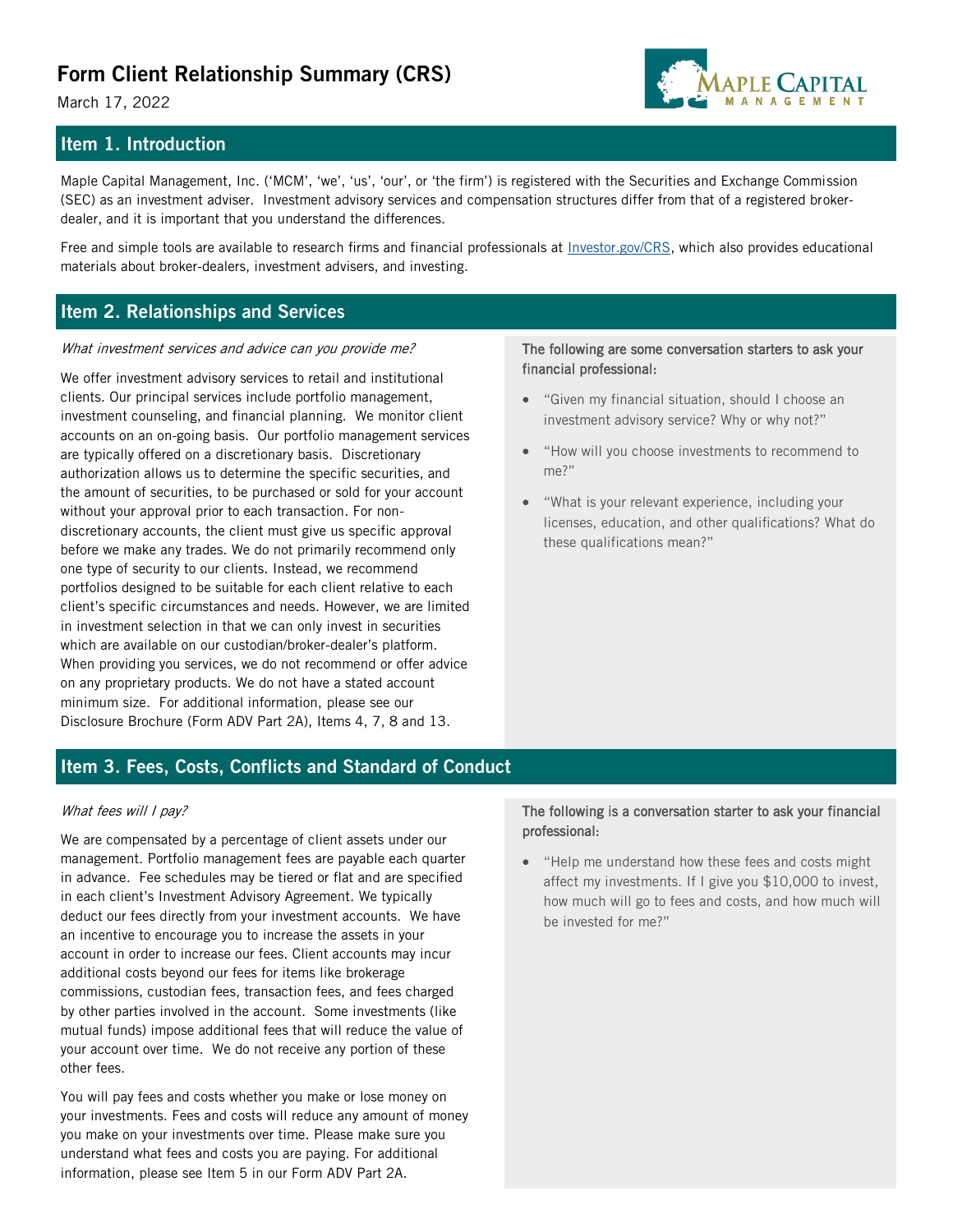# Form Client Relationship Summary (CRS)

March 17, 2022

## Item 1. Introduction

Maple Capital Management, Inc. ('MCM', 'we', 'us', 'our', or 'the firm') is registered with the Securities and Exchange Commission (SEC) as an investment adviser. Investment advisory services and compensation structures differ from that of a registered broker-dealer, and it is important that you understand the differences.

Free and simple tools are available to research firms and financial professionals at [Investor.gov/CRS](https://Investor.gov/CRS), which also provides educational materials about broker-dealers, investment advisers, and investing.

## Item 2. Relationships and Services

*What investment services and advice can you provide me?*

We offer investment advisory services to retail and institutional clients. Our principal services include portfolio management, investment counseling, and financial planning. We monitor client accounts on an on-going basis. Our portfolio management services are typically offered on a discretionary basis. Discretionary authorization allows us to determine the specific securities, and the amount of securities, to be purchased or sold for your account without your approval prior to each transaction. For non-discretionary accounts, the client must give us specific approval before we make any trades. We do not primarily recommend only one type of security to our clients. Instead, we recommend portfolios designed to be suitable for each client relative to each client's specific circumstances and needs. However, we are limited in investment selection in that we can only invest in securities which are available on our custodian/broker-dealer's platform. When providing you services, we do not recommend or offer advice on any proprietary products. We do not have a stated account minimum size. For additional information, please see our Disclosure Brochure (Form ADV Part 2A), Items 4, 7, 8 and 13.

**The following are some conversation starters to ask your financial professional:**

- "Given my financial situation, should I choose an investment advisory service? Why or why not?"
- "How will you choose investments to recommend to me?"
- "What is your relevant experience, including your licenses, education, and other qualifications? What do these qualifications mean?"

## Item 3. Fees, Costs, Conflicts and Standard of Conduct

*What fees will I pay?*

We are compensated by a percentage of client assets under our management. Portfolio management fees are payable each quarter in advance. Fee schedules may be tiered or flat and are specified in each client's Investment Advisory Agreement. We typically deduct our fees directly from your investment accounts. We have an incentive to encourage you to increase the assets in your account in order to increase our fees. Client accounts may incur additional costs beyond our fees for items like brokerage commissions, custodian fees, transaction fees, and fees charged by other parties involved in the account. Some investments (like mutual funds) impose additional fees that will reduce the value of your account over time. We do not receive any portion of these other fees.

You will pay fees and costs whether you make or lose money on your investments. Fees and costs will reduce any amount of money you make on your investments over time. Please make sure you understand what fees and costs you are paying. For additional information, please see Item 5 in our Form ADV Part 2A.

**The following is a conversation starter to ask your financial professional:**

- "Help me understand how these fees and costs might affect my investments. If I give you $10,000 to invest, how much will go to fees and costs, and how much will be invested for me?"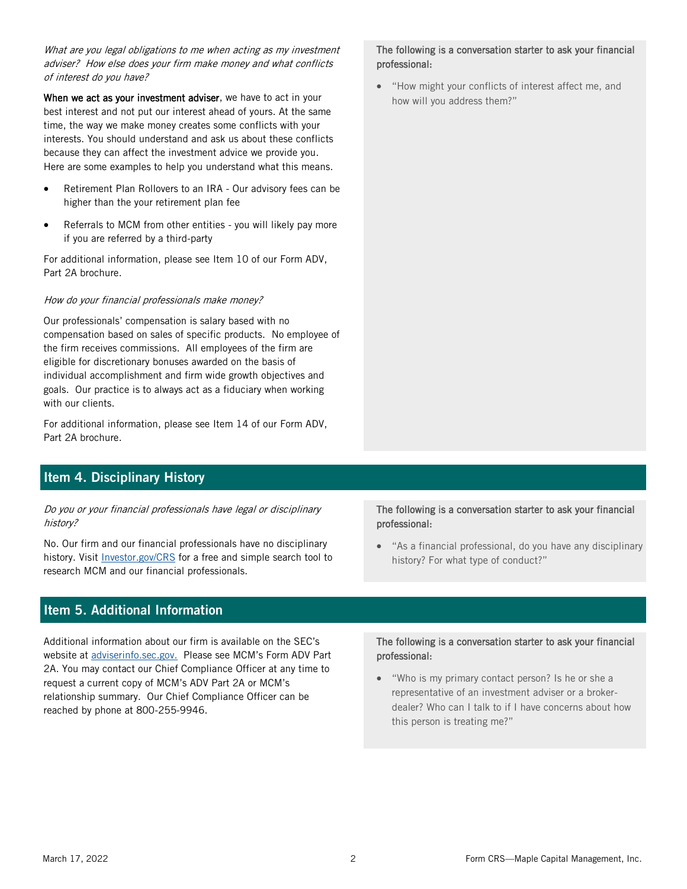*What are you legal obligations to me when acting as my investment adviser? How else does your firm make money and what conflicts of interest do you have?*

**When we act as your investment adviser**, we have to act in your best interest and not put our interest ahead of yours. At the same time, the way we make money creates some conflicts with your interests. You should understand and ask us about these conflicts because they can affect the investment advice we provide you. Here are some examples to help you understand what this means.

- Retirement Plan Rollovers to an IRA - Our advisory fees can be higher than the your retirement plan fee
- Referrals to MCM from other entities - you will likely pay more if you are referred by a third-party

For additional information, please see Item 10 of our Form ADV, Part 2A brochure.

*How do your financial professionals make money?*

Our professionals' compensation is salary based with no compensation based on sales of specific products. No employee of the firm receives commissions. All employees of the firm are eligible for discretionary bonuses awarded on the basis of individual accomplishment and firm wide growth objectives and goals. Our practice is to always act as a fiduciary when working with our clients.

For additional information, please see Item 14 of our Form ADV, Part 2A brochure.

**The following is a conversation starter to ask your financial professional:**

- "How might your conflicts of interest affect me, and how will you address them?"

## Item 4. Disciplinary History

*Do you or your financial professionals have legal or disciplinary history?*

No. Our firm and our financial professionals have no disciplinary history. Visit Investor.gov/CRS for a free and simple search tool to research MCM and our financial professionals.

**The following is a conversation starter to ask your financial professional:**

- "As a financial professional, do you have any disciplinary history? For what type of conduct?"

## Item 5. Additional Information

Additional information about our firm is available on the SEC's website at adviserinfo.sec.gov. Please see MCM's Form ADV Part 2A. You may contact our Chief Compliance Officer at any time to request a current copy of MCM's ADV Part 2A or MCM's relationship summary. Our Chief Compliance Officer can be reached by phone at 800-255-9946.

**The following is a conversation starter to ask your financial professional:**

- "Who is my primary contact person? Is he or she a representative of an investment adviser or a broker-dealer? Who can I talk to if I have concerns about how this person is treating me?"